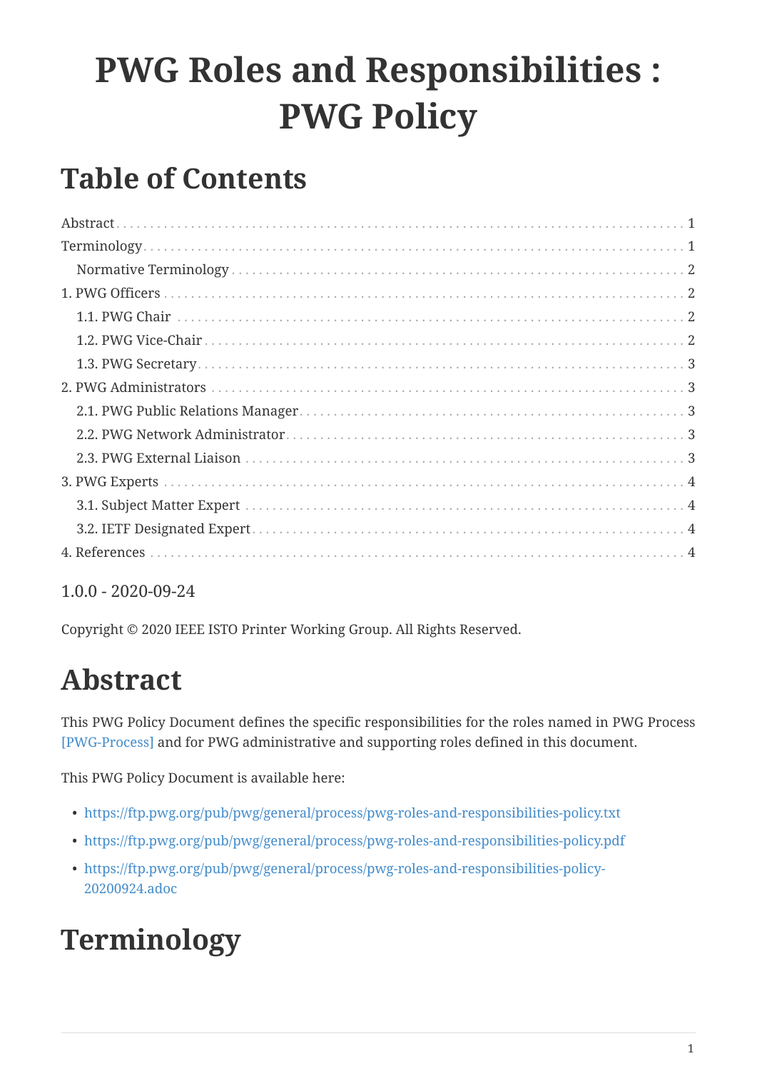# PWG Roles and Responsibilities : PWG Policy

## Table of Contents

- Abstract . . . 1
- Terminology . . . 1
  - Normative Terminology . . . 2
- 1. PWG Officers . . . 2
  - 1.1. PWG Chair . . . 2
  - 1.2. PWG Vice-Chair . . . 2
  - 1.3. PWG Secretary . . . 3
- 2. PWG Administrators . . . 3
  - 2.1. PWG Public Relations Manager . . . 3
  - 2.2. PWG Network Administrator . . . 3
  - 2.3. PWG External Liaison . . . 3
- 3. PWG Experts . . . 4
  - 3.1. Subject Matter Expert . . . 4
  - 3.2. IETF Designated Expert . . . 4
- 4. References . . . 4

1.0.0 - 2020-09-24

Copyright © 2020 IEEE ISTO Printer Working Group. All Rights Reserved.

# Abstract

This PWG Policy Document defines the specific responsibilities for the roles named in PWG Process [PWG-Process] and for PWG administrative and supporting roles defined in this document.

This PWG Policy Document is available here:

- https://ftp.pwg.org/pub/pwg/general/process/pwg-roles-and-responsibilities-policy.txt
- https://ftp.pwg.org/pub/pwg/general/process/pwg-roles-and-responsibilities-policy.pdf
- https://ftp.pwg.org/pub/pwg/general/process/pwg-roles-and-responsibilities-policy-20200924.adoc

# Terminology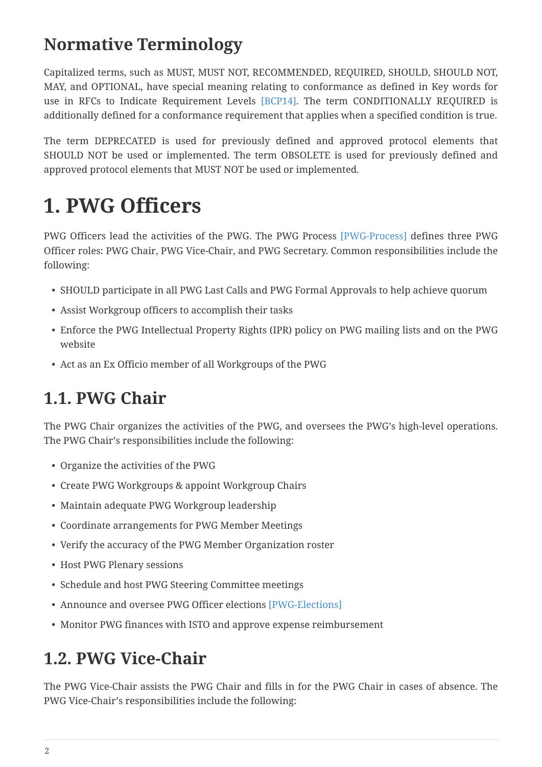## Normative Terminology

Capitalized terms, such as MUST, MUST NOT, RECOMMENDED, REQUIRED, SHOULD, SHOULD NOT, MAY, and OPTIONAL, have special meaning relating to conformance as defined in Key words for use in RFCs to Indicate Requirement Levels [BCP14]. The term CONDITIONALLY REQUIRED is additionally defined for a conformance requirement that applies when a specified condition is true.

The term DEPRECATED is used for previously defined and approved protocol elements that SHOULD NOT be used or implemented. The term OBSOLETE is used for previously defined and approved protocol elements that MUST NOT be used or implemented.

# 1. PWG Officers

PWG Officers lead the activities of the PWG. The PWG Process [PWG-Process] defines three PWG Officer roles: PWG Chair, PWG Vice-Chair, and PWG Secretary. Common responsibilities include the following:

- SHOULD participate in all PWG Last Calls and PWG Formal Approvals to help achieve quorum
- Assist Workgroup officers to accomplish their tasks
- Enforce the PWG Intellectual Property Rights (IPR) policy on PWG mailing lists and on the PWG website
- Act as an Ex Officio member of all Workgroups of the PWG

## 1.1. PWG Chair

The PWG Chair organizes the activities of the PWG, and oversees the PWG's high-level operations. The PWG Chair's responsibilities include the following:

- Organize the activities of the PWG
- Create PWG Workgroups & appoint Workgroup Chairs
- Maintain adequate PWG Workgroup leadership
- Coordinate arrangements for PWG Member Meetings
- Verify the accuracy of the PWG Member Organization roster
- Host PWG Plenary sessions
- Schedule and host PWG Steering Committee meetings
- Announce and oversee PWG Officer elections [PWG-Elections]
- Monitor PWG finances with ISTO and approve expense reimbursement

## 1.2. PWG Vice-Chair

The PWG Vice-Chair assists the PWG Chair and fills in for the PWG Chair in cases of absence. The PWG Vice-Chair's responsibilities include the following: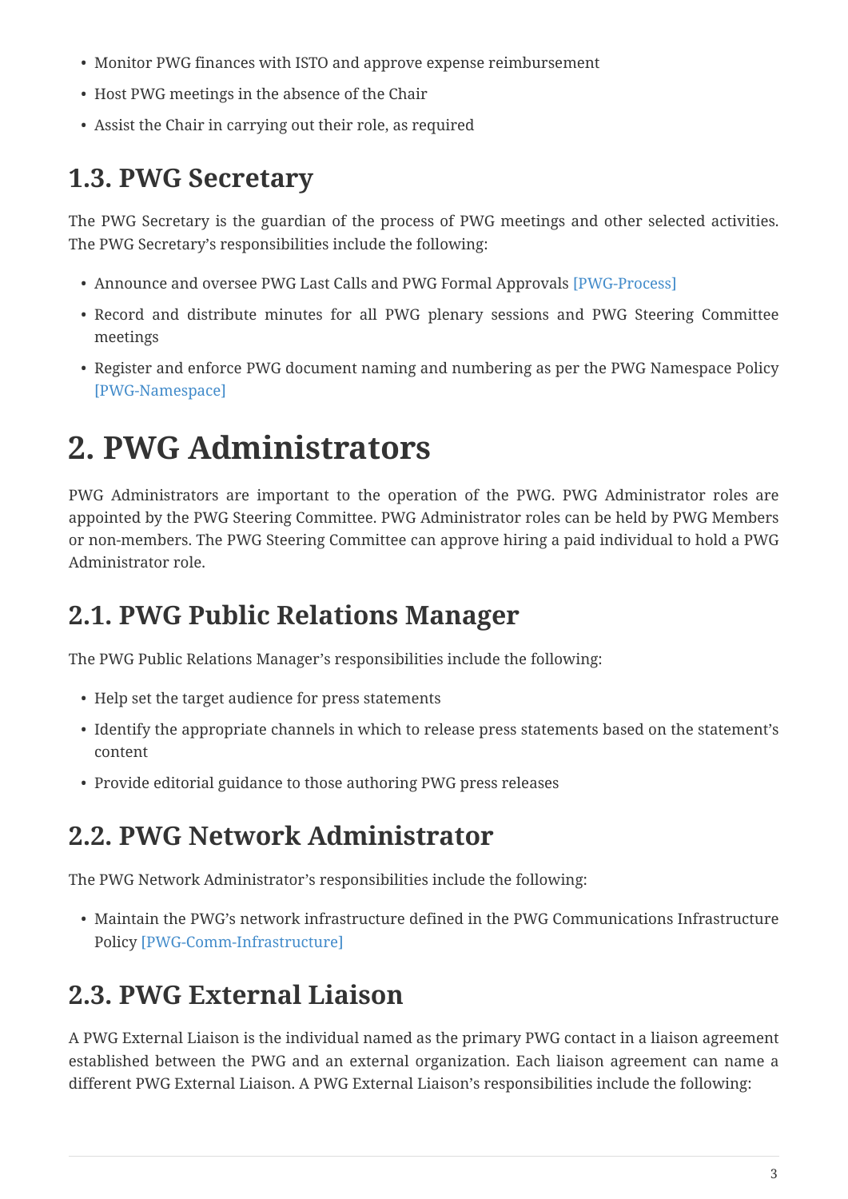- Monitor PWG finances with ISTO and approve expense reimbursement
- Host PWG meetings in the absence of the Chair
- Assist the Chair in carrying out their role, as required

## 1.3. PWG Secretary

The PWG Secretary is the guardian of the process of PWG meetings and other selected activities. The PWG Secretary's responsibilities include the following:

- Announce and oversee PWG Last Calls and PWG Formal Approvals [PWG-Process]
- Record and distribute minutes for all PWG plenary sessions and PWG Steering Committee meetings
- Register and enforce PWG document naming and numbering as per the PWG Namespace Policy [PWG-Namespace]

# 2. PWG Administrators

PWG Administrators are important to the operation of the PWG. PWG Administrator roles are appointed by the PWG Steering Committee. PWG Administrator roles can be held by PWG Members or non-members. The PWG Steering Committee can approve hiring a paid individual to hold a PWG Administrator role.

## 2.1. PWG Public Relations Manager

The PWG Public Relations Manager's responsibilities include the following:

- Help set the target audience for press statements
- Identify the appropriate channels in which to release press statements based on the statement's content
- Provide editorial guidance to those authoring PWG press releases

## 2.2. PWG Network Administrator

The PWG Network Administrator's responsibilities include the following:

- Maintain the PWG's network infrastructure defined in the PWG Communications Infrastructure Policy [PWG-Comm-Infrastructure]

## 2.3. PWG External Liaison

A PWG External Liaison is the individual named as the primary PWG contact in a liaison agreement established between the PWG and an external organization. Each liaison agreement can name a different PWG External Liaison. A PWG External Liaison's responsibilities include the following: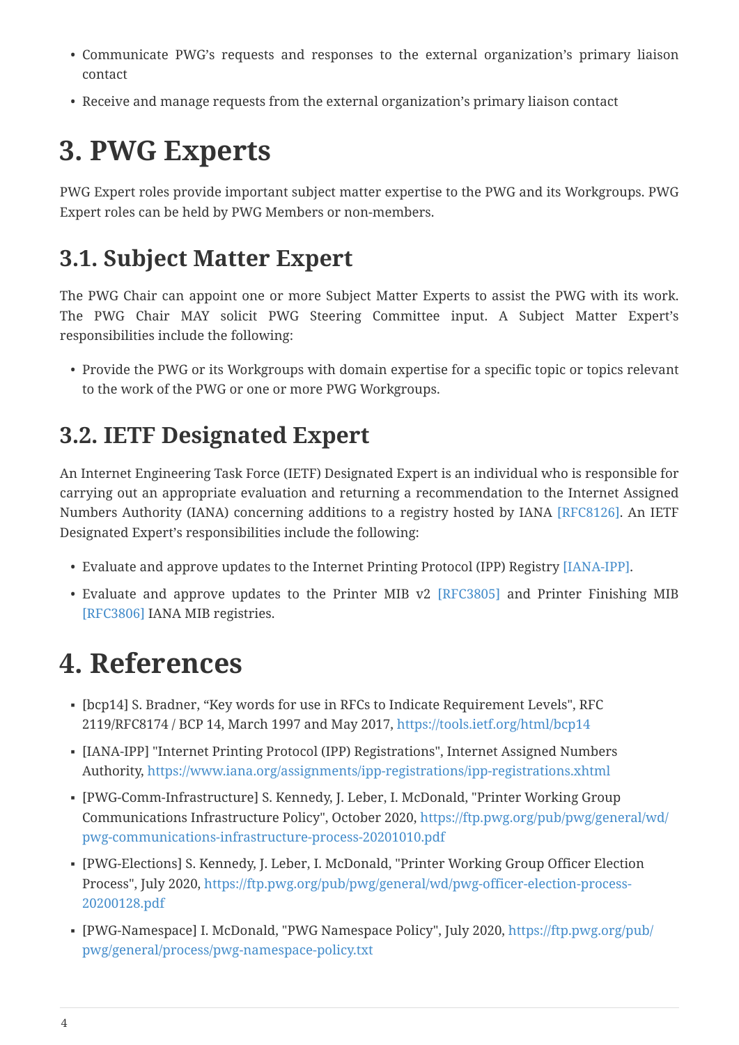- Communicate PWG's requests and responses to the external organization's primary liaison contact
- Receive and manage requests from the external organization's primary liaison contact

# 3. PWG Experts

PWG Expert roles provide important subject matter expertise to the PWG and its Workgroups. PWG Expert roles can be held by PWG Members or non-members.

## 3.1. Subject Matter Expert

The PWG Chair can appoint one or more Subject Matter Experts to assist the PWG with its work. The PWG Chair MAY solicit PWG Steering Committee input. A Subject Matter Expert's responsibilities include the following:

- Provide the PWG or its Workgroups with domain expertise for a specific topic or topics relevant to the work of the PWG or one or more PWG Workgroups.

## 3.2. IETF Designated Expert

An Internet Engineering Task Force (IETF) Designated Expert is an individual who is responsible for carrying out an appropriate evaluation and returning a recommendation to the Internet Assigned Numbers Authority (IANA) concerning additions to a registry hosted by IANA [RFC8126]. An IETF Designated Expert's responsibilities include the following:

- Evaluate and approve updates to the Internet Printing Protocol (IPP) Registry [IANA-IPP].
- Evaluate and approve updates to the Printer MIB v2 [RFC3805] and Printer Finishing MIB [RFC3806] IANA MIB registries.

# 4. References

- [bcp14] S. Bradner, "Key words for use in RFCs to Indicate Requirement Levels", RFC 2119/RFC8174 / BCP 14, March 1997 and May 2017, https://tools.ietf.org/html/bcp14
- [IANA-IPP] "Internet Printing Protocol (IPP) Registrations", Internet Assigned Numbers Authority, https://www.iana.org/assignments/ipp-registrations/ipp-registrations.xhtml
- [PWG-Comm-Infrastructure] S. Kennedy, J. Leber, I. McDonald, "Printer Working Group Communications Infrastructure Policy", October 2020, https://ftp.pwg.org/pub/pwg/general/wd/pwg-communications-infrastructure-process-20201010.pdf
- [PWG-Elections] S. Kennedy, J. Leber, I. McDonald, "Printer Working Group Officer Election Process", July 2020, https://ftp.pwg.org/pub/pwg/general/wd/pwg-officer-election-process-20200128.pdf
- [PWG-Namespace] I. McDonald, "PWG Namespace Policy", July 2020, https://ftp.pwg.org/pub/pwg/general/process/pwg-namespace-policy.txt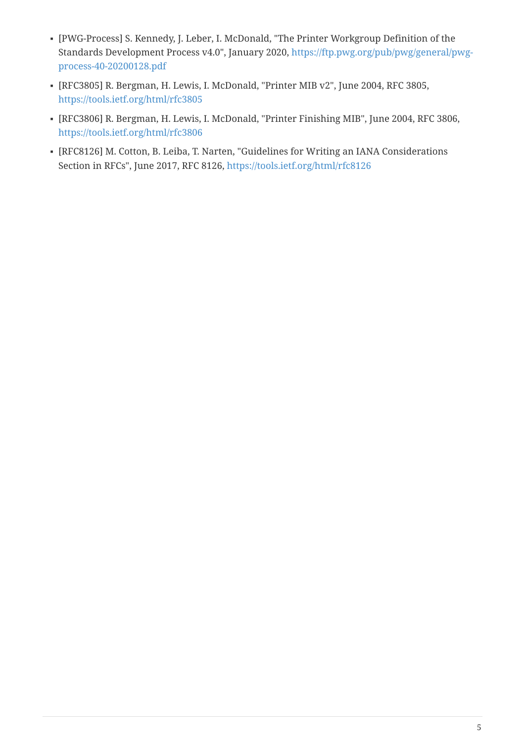- [PWG-Process] S. Kennedy, J. Leber, I. McDonald, "The Printer Workgroup Definition of the Standards Development Process v4.0", January 2020, https://ftp.pwg.org/pub/pwg/general/pwg-process-40-20200128.pdf
- [RFC3805] R. Bergman, H. Lewis, I. McDonald, "Printer MIB v2", June 2004, RFC 3805, https://tools.ietf.org/html/rfc3805
- [RFC3806] R. Bergman, H. Lewis, I. McDonald, "Printer Finishing MIB", June 2004, RFC 3806, https://tools.ietf.org/html/rfc3806
- [RFC8126] M. Cotton, B. Leiba, T. Narten, "Guidelines for Writing an IANA Considerations Section in RFCs", June 2017, RFC 8126, https://tools.ietf.org/html/rfc8126